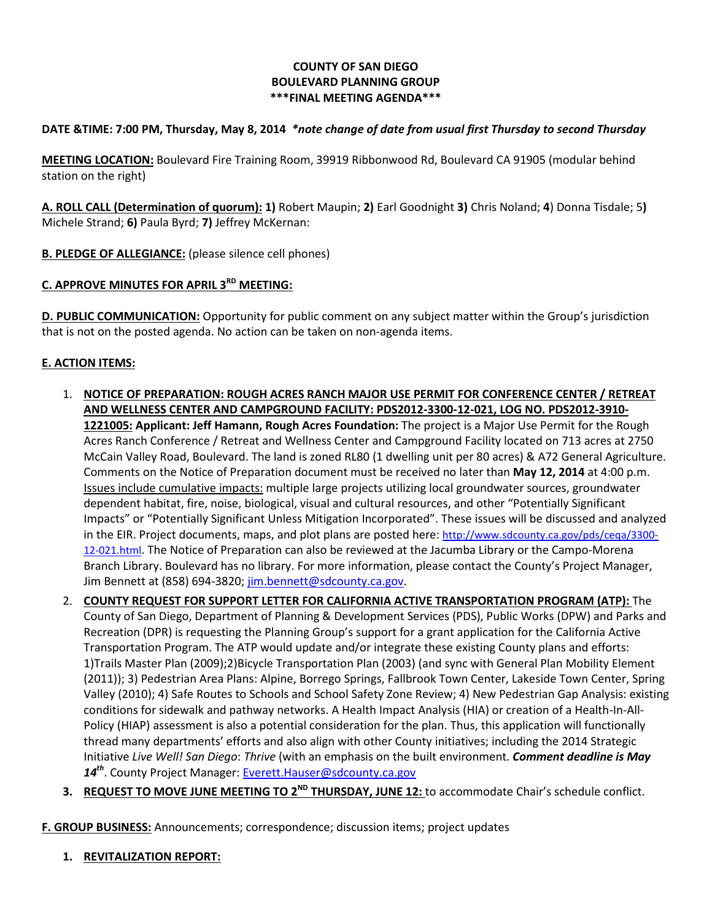**COUNTY OF SAN DIEGO**
**BOULEVARD PLANNING GROUP**
**\*\*\*FINAL MEETING AGENDA\*\*\***

**DATE &TIME: 7:00 PM, Thursday, May 8, 2014** ***\*note change of date from usual first Thursday to second Thursday***

**MEETING LOCATION:** Boulevard Fire Training Room, 39919 Ribbonwood Rd, Boulevard CA 91905 (modular behind station on the right)

**A. ROLL CALL (Determination of quorum): 1)** Robert Maupin; **2)** Earl Goodnight **3)** Chris Noland; **4**) Donna Tisdale; 5**)** Michele Strand; **6)** Paula Byrd; **7)** Jeffrey McKernan:

**B. PLEDGE OF ALLEGIANCE:** (please silence cell phones)

**C. APPROVE MINUTES FOR APRIL 3RD MEETING:**

**D. PUBLIC COMMUNICATION:** Opportunity for public comment on any subject matter within the Group's jurisdiction that is not on the posted agenda. No action can be taken on non-agenda items.

**E. ACTION ITEMS:**

1. **NOTICE OF PREPARATION: ROUGH ACRES RANCH MAJOR USE PERMIT FOR CONFERENCE CENTER / RETREAT AND WELLNESS CENTER AND CAMPGROUND FACILITY: PDS2012-3300-12-021, LOG NO. PDS2012-3910-1221005: Applicant: Jeff Hamann, Rough Acres Foundation:** The project is a Major Use Permit for the Rough Acres Ranch Conference / Retreat and Wellness Center and Campground Facility located on 713 acres at 2750 McCain Valley Road, Boulevard. The land is zoned RL80 (1 dwelling unit per 80 acres) & A72 General Agriculture. Comments on the Notice of Preparation document must be received no later than **May 12, 2014** at 4:00 p.m. Issues include cumulative impacts: multiple large projects utilizing local groundwater sources, groundwater dependent habitat, fire, noise, biological, visual and cultural resources, and other "Potentially Significant Impacts" or "Potentially Significant Unless Mitigation Incorporated". These issues will be discussed and analyzed in the EIR. Project documents, maps, and plot plans are posted here: http://www.sdcounty.ca.gov/pds/ceqa/3300-12-021.html. The Notice of Preparation can also be reviewed at the Jacumba Library or the Campo-Morena Branch Library. Boulevard has no library. For more information, please contact the County's Project Manager, Jim Bennett at (858) 694-3820; jim.bennett@sdcounty.ca.gov.
2. **COUNTY REQUEST FOR SUPPORT LETTER FOR CALIFORNIA ACTIVE TRANSPORTATION PROGRAM (ATP):** The County of San Diego, Department of Planning & Development Services (PDS), Public Works (DPW) and Parks and Recreation (DPR) is requesting the Planning Group's support for a grant application for the California Active Transportation Program. The ATP would update and/or integrate these existing County plans and efforts: 1)Trails Master Plan (2009);2)Bicycle Transportation Plan (2003) (and sync with General Plan Mobility Element (2011)); 3) Pedestrian Area Plans: Alpine, Borrego Springs, Fallbrook Town Center, Lakeside Town Center, Spring Valley (2010); 4) Safe Routes to Schools and School Safety Zone Review; 4) New Pedestrian Gap Analysis: existing conditions for sidewalk and pathway networks. A Health Impact Analysis (HIA) or creation of a Health-In-All-Policy (HIAP) assessment is also a potential consideration for the plan. Thus, this application will functionally thread many departments' efforts and also align with other County initiatives; including the 2014 Strategic Initiative *Live Well! San Diego*: *Thrive* (with an emphasis on the built environment. ***Comment deadline is May 14th***. County Project Manager: Everett.Hauser@sdcounty.ca.gov
3. **REQUEST TO MOVE JUNE MEETING TO 2ND THURSDAY, JUNE 12:** to accommodate Chair's schedule conflict.

**F. GROUP BUSINESS:** Announcements; correspondence; discussion items; project updates

1. **REVITALIZATION REPORT:**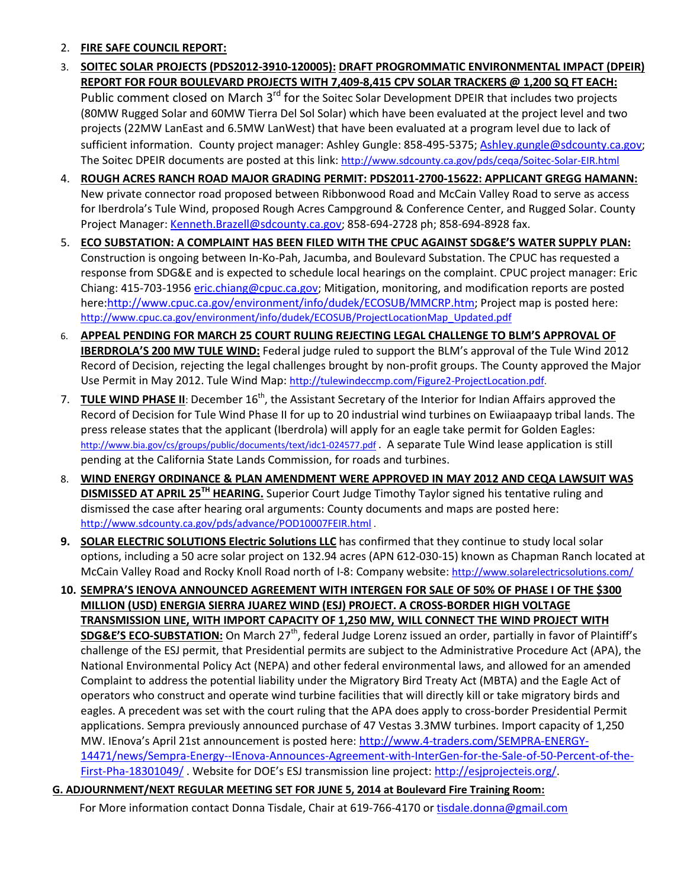2. **FIRE SAFE COUNCIL REPORT:**

3. **SOITEC SOLAR PROJECTS (PDS2012-3910-120005): DRAFT PROGROMMATIC ENVIRONMENTAL IMPACT (DPEIR) REPORT FOR FOUR BOULEVARD PROJECTS WITH 7,409-8,415 CPV SOLAR TRACKERS @ 1,200 SQ FT EACH:** Public comment closed on March 3rd for the Soitec Solar Development DPEIR that includes two projects (80MW Rugged Solar and 60MW Tierra Del Sol Solar) which have been evaluated at the project level and two projects (22MW LanEast and 6.5MW LanWest) that have been evaluated at a program level due to lack of sufficient information. County project manager: Ashley Gungle: 858-495-5375; Ashley.gungle@sdcounty.ca.gov; The Soitec DPEIR documents are posted at this link: http://www.sdcounty.ca.gov/pds/ceqa/Soitec-Solar-EIR.html

4. **ROUGH ACRES RANCH ROAD MAJOR GRADING PERMIT: PDS2011-2700-15622: APPLICANT GREGG HAMANN:** New private connector road proposed between Ribbonwood Road and McCain Valley Road to serve as access for Iberdrola's Tule Wind, proposed Rough Acres Campground & Conference Center, and Rugged Solar. County Project Manager: Kenneth.Brazell@sdcounty.ca.gov; 858-694-2728 ph; 858-694-8928 fax.

5. **ECO SUBSTATION: A COMPLAINT HAS BEEN FILED WITH THE CPUC AGAINST SDG&E'S WATER SUPPLY PLAN:** Construction is ongoing between In-Ko-Pah, Jacumba, and Boulevard Substation. The CPUC has requested a response from SDG&E and is expected to schedule local hearings on the complaint. CPUC project manager: Eric Chiang: 415-703-1956 eric.chiang@cpuc.ca.gov; Mitigation, monitoring, and modification reports are posted here: http://www.cpuc.ca.gov/environment/info/dudek/ECOSUB/MMCRP.htm; Project map is posted here: http://www.cpuc.ca.gov/environment/info/dudek/ECOSUB/ProjectLocationMap_Updated.pdf

6. **APPEAL PENDING FOR MARCH 25 COURT RULING REJECTING LEGAL CHALLENGE TO BLM'S APPROVAL OF IBERDROLA'S 200 MW TULE WIND:** Federal judge ruled to support the BLM's approval of the Tule Wind 2012 Record of Decision, rejecting the legal challenges brought by non-profit groups. The County approved the Major Use Permit in May 2012. Tule Wind Map: http://tulewindeccmp.com/Figure2-ProjectLocation.pdf.

7. **TULE WIND PHASE II**: December 16th, the Assistant Secretary of the Interior for Indian Affairs approved the Record of Decision for Tule Wind Phase II for up to 20 industrial wind turbines on Ewiiaapaayp tribal lands. The press release states that the applicant (Iberdrola) will apply for an eagle take permit for Golden Eagles: http://www.bia.gov/cs/groups/public/documents/text/idc1-024577.pdf . A separate Tule Wind lease application is still pending at the California State Lands Commission, for roads and turbines.

8. **WIND ENERGY ORDINANCE & PLAN AMENDMENT WERE APPROVED IN MAY 2012 AND CEQA LAWSUIT WAS DISMISSED AT APRIL 25TH HEARING.** Superior Court Judge Timothy Taylor signed his tentative ruling and dismissed the case after hearing oral arguments: County documents and maps are posted here: http://www.sdcounty.ca.gov/pds/advance/POD10007FEIR.html .

9. **SOLAR ELECTRIC SOLUTIONS Electric Solutions LLC** has confirmed that they continue to study local solar options, including a 50 acre solar project on 132.94 acres (APN 612-030-15) known as Chapman Ranch located at McCain Valley Road and Rocky Knoll Road north of I-8: Company website: http://www.solarelectricsolutions.com/

10. **SEMPRA'S IENOVA ANNOUNCED AGREEMENT WITH INTERGEN FOR SALE OF 50% OF PHASE I OF THE $300 MILLION (USD) ENERGIA SIERRA JUAREZ WIND (ESJ) PROJECT. A CROSS-BORDER HIGH VOLTAGE TRANSMISSION LINE, WITH IMPORT CAPACITY OF 1,250 MW, WILL CONNECT THE WIND PROJECT WITH SDG&E'S ECO-SUBSTATION:** On March 27th, federal Judge Lorenz issued an order, partially in favor of Plaintiff's challenge of the ESJ permit, that Presidential permits are subject to the Administrative Procedure Act (APA), the National Environmental Policy Act (NEPA) and other federal environmental laws, and allowed for an amended Complaint to address the potential liability under the Migratory Bird Treaty Act (MBTA) and the Eagle Act of operators who construct and operate wind turbine facilities that will directly kill or take migratory birds and eagles. A precedent was set with the court ruling that the APA does apply to cross-border Presidential Permit applications. Sempra previously announced purchase of 47 Vestas 3.3MW turbines. Import capacity of 1,250 MW. IEnova's April 21st announcement is posted here: http://www.4-traders.com/SEMPRA-ENERGY-14471/news/Sempra-Energy--IEnova-Announces-Agreement-with-InterGen-for-the-Sale-of-50-Percent-of-the-First-Pha-18301049/ . Website for DOE's ESJ transmission line project: http://esjprojecteis.org/.

**G. ADJOURNMENT/NEXT REGULAR MEETING SET FOR JUNE 5, 2014 at Boulevard Fire Training Room:**

For More information contact Donna Tisdale, Chair at 619-766-4170 or tisdale.donna@gmail.com